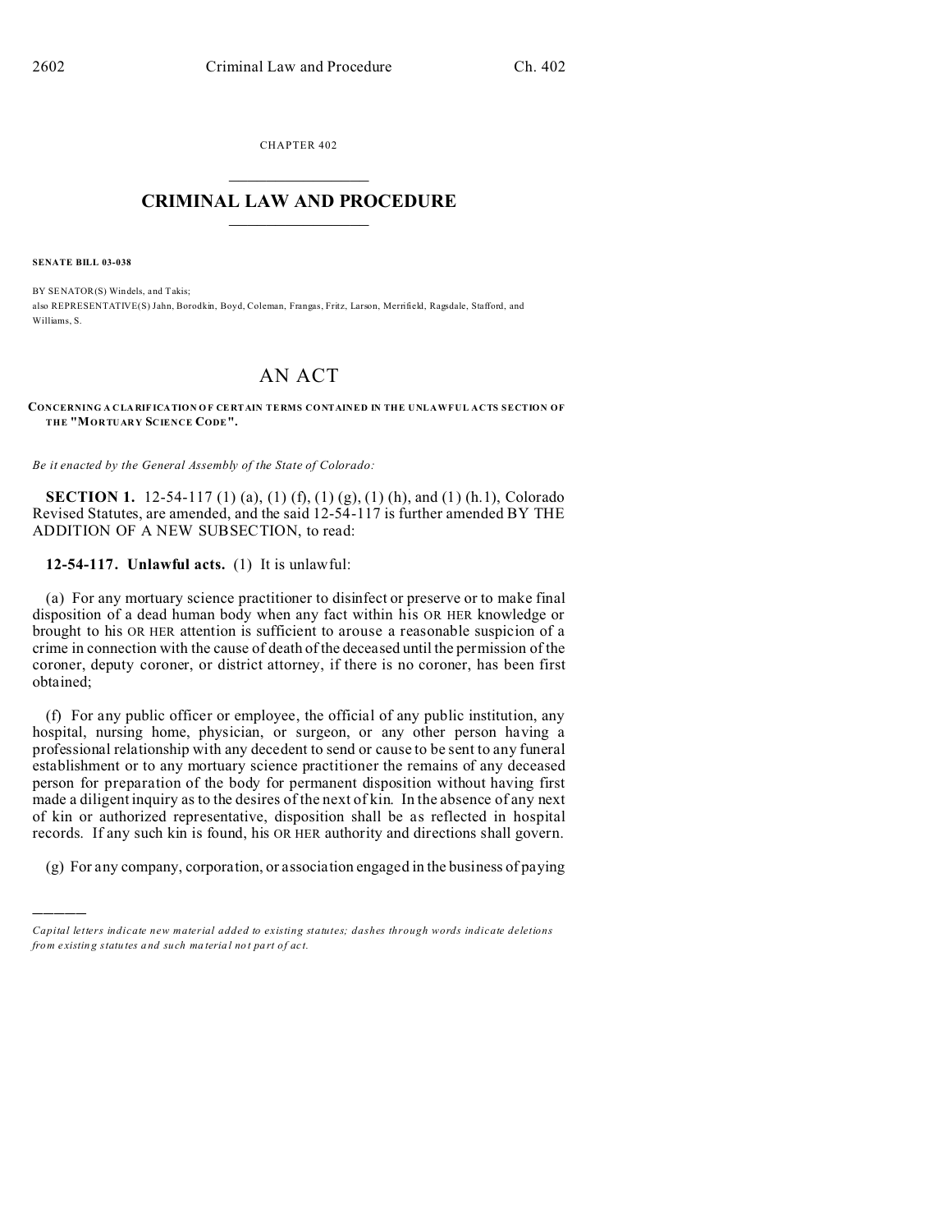CHAPTER 402

# CRIMINAL LAW AND PROCEDURE

**SENATE BILL 03-038**

BY SENATOR(S) Windels, and Takis;
also REPRESENTATIVE(S) Jahn, Borodkin, Boyd, Coleman, Frangas, Fritz, Larson, Merrifield, Ragsdale, Stafford, and Williams, S.

# AN ACT

**CONCERNING A CLARIFICATION OF CERTAIN TERMS CONTAINED IN THE UNLAWFUL ACTS SECTION OF THE "MORTUARY SCIENCE CODE".**

*Be it enacted by the General Assembly of the State of Colorado:*

**SECTION 1.** 12-54-117 (1) (a), (1) (f), (1) (g), (1) (h), and (1) (h.1), Colorado Revised Statutes, are amended, and the said 12-54-117 is further amended BY THE ADDITION OF A NEW SUBSECTION, to read:

**12-54-117. Unlawful acts.** (1) It is unlawful:

(a) For any mortuary science practitioner to disinfect or preserve or to make final disposition of a dead human body when any fact within his OR HER knowledge or brought to his OR HER attention is sufficient to arouse a reasonable suspicion of a crime in connection with the cause of death of the deceased until the permission of the coroner, deputy coroner, or district attorney, if there is no coroner, has been first obtained;

(f) For any public officer or employee, the official of any public institution, any hospital, nursing home, physician, or surgeon, or any other person having a professional relationship with any decedent to send or cause to be sent to any funeral establishment or to any mortuary science practitioner the remains of any deceased person for preparation of the body for permanent disposition without having first made a diligent inquiry as to the desires of the next of kin. In the absence of any next of kin or authorized representative, disposition shall be as reflected in hospital records. If any such kin is found, his OR HER authority and directions shall govern.

(g) For any company, corporation, or association engaged in the business of paying

---

*Capital letters indicate new material added to existing statutes; dashes through words indicate deletions from existing statutes and such material not part of act.*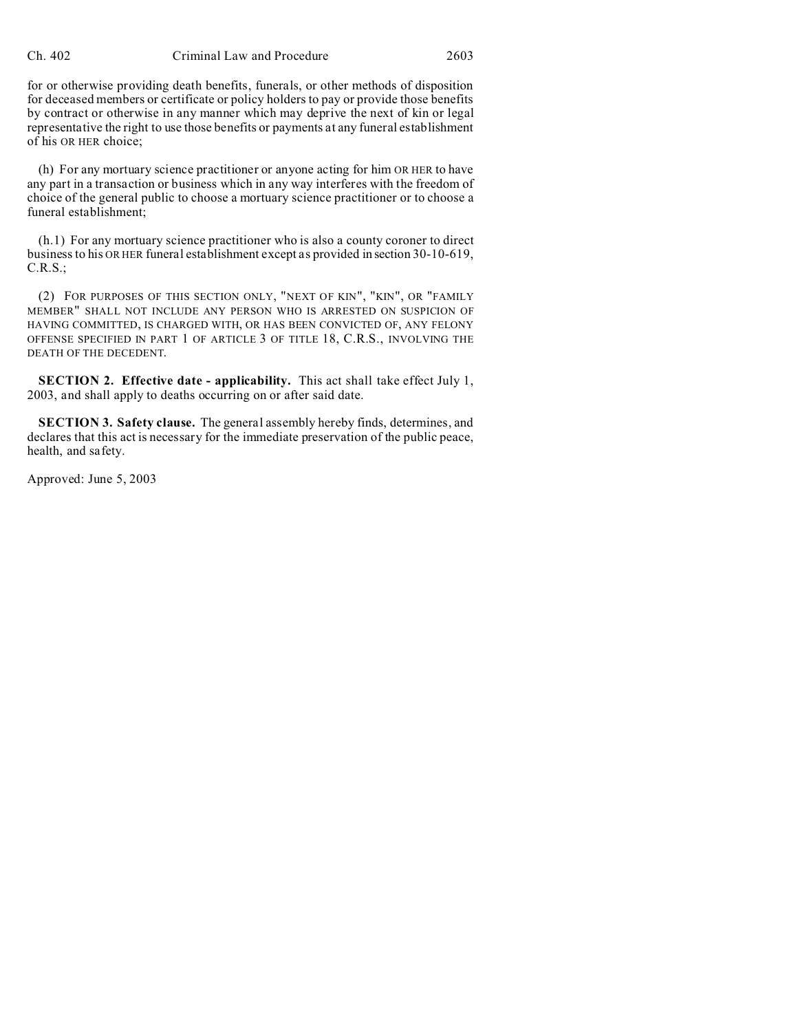for or otherwise providing death benefits, funerals, or other methods of disposition for deceased members or certificate or policy holders to pay or provide those benefits by contract or otherwise in any manner which may deprive the next of kin or legal representative the right to use those benefits or payments at any funeral establishment of his OR HER choice;

(h) For any mortuary science practitioner or anyone acting for him OR HER to have any part in a transaction or business which in any way interferes with the freedom of choice of the general public to choose a mortuary science practitioner or to choose a funeral establishment;

(h.1) For any mortuary science practitioner who is also a county coroner to direct business to his OR HER funeral establishment except as provided in section 30-10-619, C.R.S.;

(2) FOR PURPOSES OF THIS SECTION ONLY, "NEXT OF KIN", "KIN", OR "FAMILY MEMBER" SHALL NOT INCLUDE ANY PERSON WHO IS ARRESTED ON SUSPICION OF HAVING COMMITTED, IS CHARGED WITH, OR HAS BEEN CONVICTED OF, ANY FELONY OFFENSE SPECIFIED IN PART 1 OF ARTICLE 3 OF TITLE 18, C.R.S., INVOLVING THE DEATH OF THE DECEDENT.

**SECTION 2. Effective date - applicability.** This act shall take effect July 1, 2003, and shall apply to deaths occurring on or after said date.

**SECTION 3. Safety clause.** The general assembly hereby finds, determines, and declares that this act is necessary for the immediate preservation of the public peace, health, and safety.

Approved: June 5, 2003